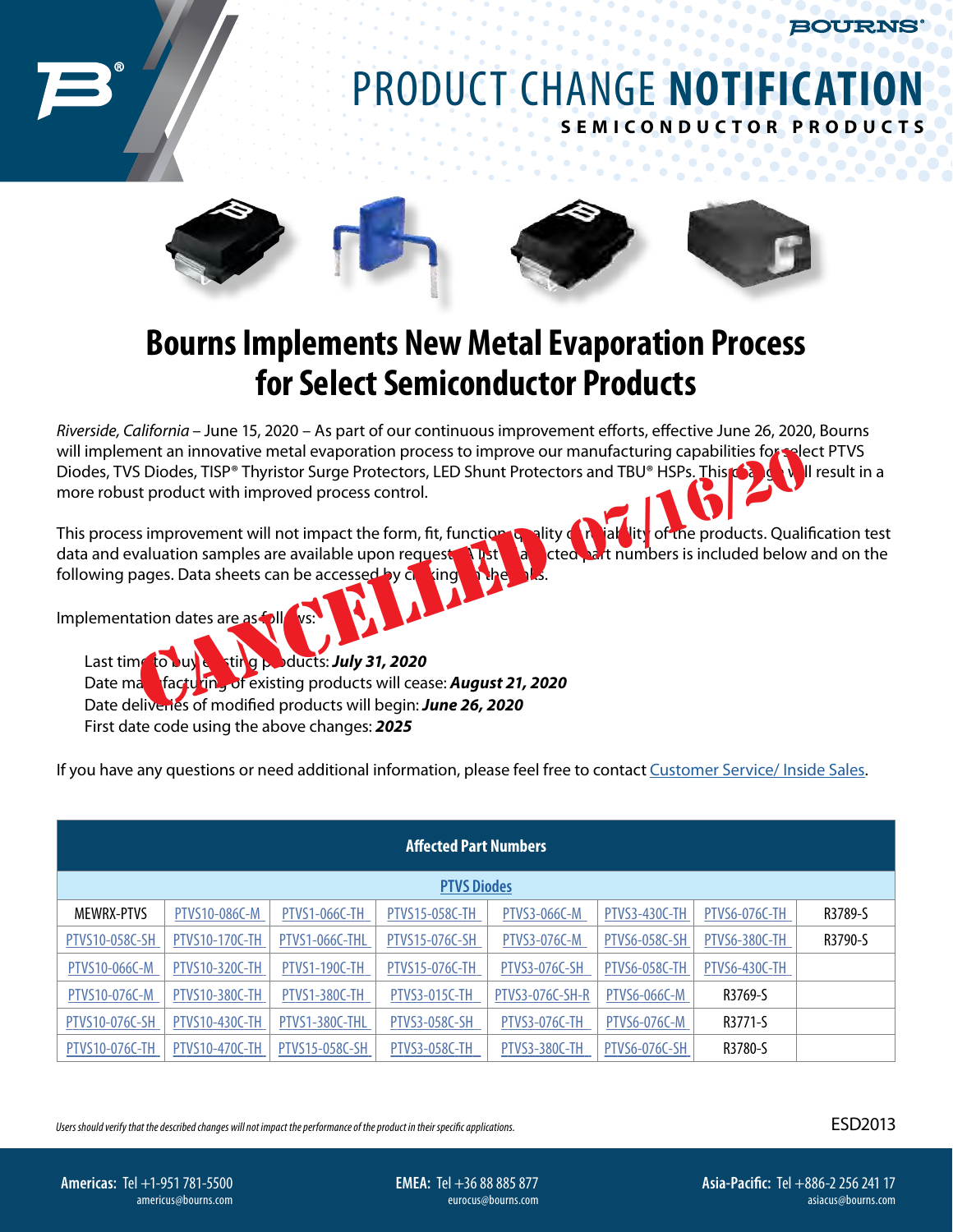# PRODUCT CHANGE NOTIFICATION

**SEMICONDUCTOR PRODUCTS**

## Bourns Implements New Metal Evaporation Process for Select Semiconductor Products

CANCELLED 07/16/20

*Riverside, California* – June 15, 2020 – As part of our continuous improvement efforts, effective June 26, 2020, Bourns will implement an innovative metal evaporation process to improve our manufacturing capabilities for select PTVS Diodes, TVS Diodes, TISP® Thyristor Surge Protectors, LED Shunt Protectors and TBU® HSPs. This change will result in a more robust product with improved process control.

This process improvement will not impact the form, fit, function, quality or reliability of the products. Qualification test data and evaluation samples are available upon request. A list of affected part numbers is included below and on the following pages. Data sheets can be accessed by clicking on the links.

Implementation dates are as follows:

- Last time to buy existing products: ***July 31, 2020***
- Date manufacturing of existing products will cease: ***August 21, 2020***
- Date deliveries of modified products will begin: ***June 26, 2020***
- First date code using the above changes: ***2025***

If you have any questions or need additional information, please feel free to contact Customer Service/ Inside Sales.

| Affected Part Numbers | | | | | | | |
|---|---|---|---|---|---|---|---|
| **PTVS Diodes** | | | | | | | |
| MEWRX-PTVS | PTVS10-086C-M | PTVS1-066C-TH | PTVS15-058C-TH | PTVS3-066C-M | PTVS3-430C-TH | PTVS6-076C-TH | R3789-S |
| PTVS10-058C-SH | PTVS10-170C-TH | PTVS1-066C-THL | PTVS15-076C-SH | PTVS3-076C-M | PTVS6-058C-SH | PTVS6-380C-TH | R3790-S |
| PTVS10-066C-M | PTVS10-320C-TH | PTVS1-190C-TH | PTVS15-076C-TH | PTVS3-076C-SH | PTVS6-058C-TH | PTVS6-430C-TH | |
| PTVS10-076C-M | PTVS10-380C-TH | PTVS1-380C-TH | PTVS3-015C-TH | PTVS3-076C-SH-R | PTVS6-066C-M | R3769-S | |
| PTVS10-076C-SH | PTVS10-430C-TH | PTVS1-380C-THL | PTVS3-058C-SH | PTVS3-076C-TH | PTVS6-076C-M | R3771-S | |
| PTVS10-076C-TH | PTVS10-470C-TH | PTVS15-058C-SH | PTVS3-058C-TH | PTVS3-380C-TH | PTVS6-076C-SH | R3780-S | |

*Users should verify that the described changes will not impact the performance of the product in their specific applications.*

ESD2013

**Americas:** Tel +1-951 781-5500 americus@bourns.com
**EMEA:** Tel +36 88 885 877 eurocus@bourns.com
**Asia-Pacific:** Tel +886-2 256 241 17 asiacus@bourns.com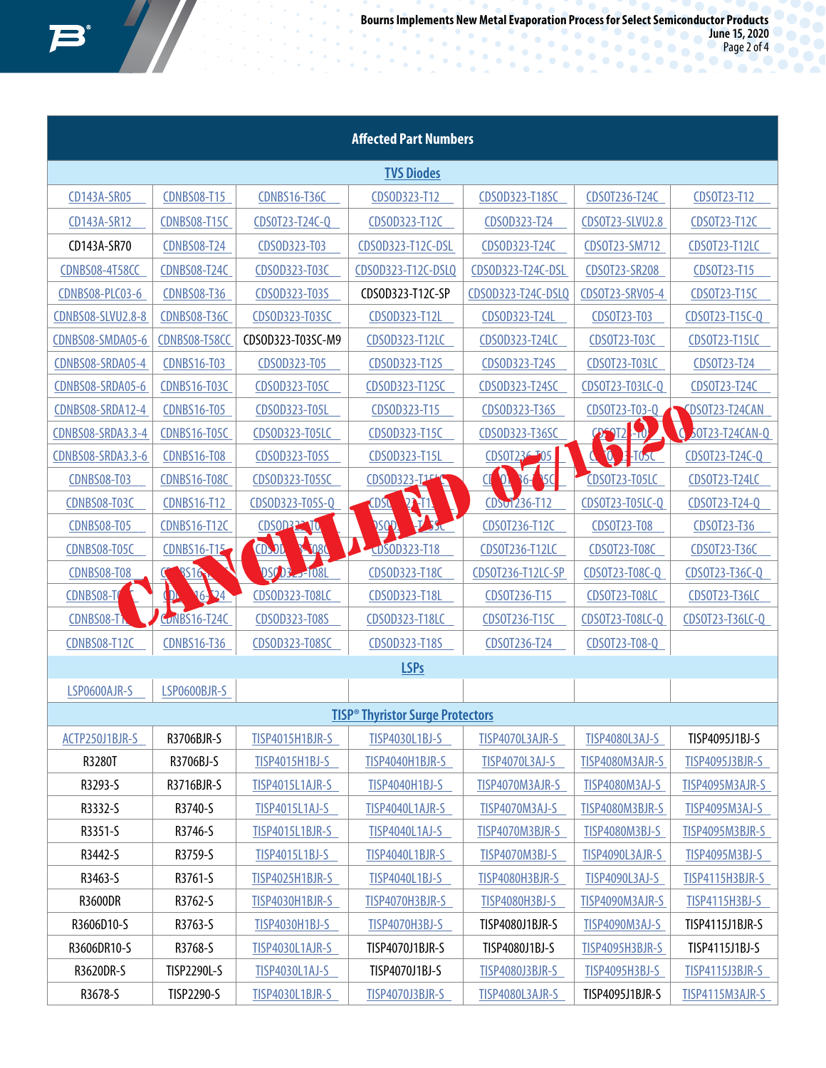CANCELLED 07/16/20

| Affected Part Numbers | | | | | | |
|---|---|---|---|---|---|---|
| **TVS Diodes** | | | | | | |
| CD143A-SR05 | CDNBS08-T15 | CDNBS16-T36C | CDSOD323-T12 | CDSOD323-T18SC | CDSOT236-T24C | CDSOT23-T12 |
| CD143A-SR12 | CDNBS08-T15C | CDSOT23-T24C-Q | CDSOD323-T12C | CDSOD323-T24 | CDSOT23-SLVU2.8 | CDSOT23-T12C |
| CD143A-SR70 | CDNBS08-T24 | CDSOD323-T03 | CDSOD323-T12C-DSL | CDSOD323-T24C | CDSOT23-SM712 | CDSOT23-T12LC |
| CDNBS08-4T58CC | CDNBS08-T24C | CDSOD323-T03C | CDSOD323-T12C-DSLQ | CDSOD323-T24C-DSL | CDSOT23-SR208 | CDSOT23-T15 |
| CDNBS08-PLC03-6 | CDNBS08-T36 | CDSOD323-T03S | CDSOD323-T12C-SP | CDSOD323-T24C-DSLQ | CDSOT23-SRV05-4 | CDSOT23-T15C |
| CDNBS08-SLVU2.8-8 | CDNBS08-T36C | CDSOD323-T03SC | CDSOD323-T12L | CDSOD323-T24L | CDSOT23-T03 | CDSOT23-T15C-Q |
| CDNBS08-SMDA05-6 | CDNBS08-T58CC | CDSOD323-T03SC-M9 | CDSOD323-T12LC | CDSOD323-T24LC | CDSOT23-T03C | CDSOT23-T15LC |
| CDNBS08-SRDA05-4 | CDNBS16-T03 | CDSOD323-T05 | CDSOD323-T12S | CDSOD323-T24S | CDSOT23-T03LC | CDSOT23-T24 |
| CDNBS08-SRDA05-6 | CDNBS16-T03C | CDSOD323-T05C | CDSOD323-T12SC | CDSOD323-T24SC | CDSOT23-T03LC-Q | CDSOT23-T24C |
| CDNBS08-SRDA12-4 | CDNBS16-T05 | CDSOD323-T05L | CDSOD323-T15 | CDSOD323-T36S | CDSOT23-T03-Q | CDSOT23-T24CAN |
| CDNBS08-SRDA3.3-4 | CDNBS16-T05C | CDSOD323-T05LC | CDSOD323-T15C | CDSOD323-T36SC | CDSOT23-T05 | CDSOT23-T24CAN-Q |
| CDNBS08-SRDA3.3-6 | CDNBS16-T08 | CDSOD323-T05S | CDSOD323-T15L | CDSOT236-T05 | CDSOT23-T05C | CDSOT23-T24C-Q |
| CDNBS08-T03 | CDNBS16-T08C | CDSOD323-T05SC | CDSOD323-T15LC | CDSOT236-T05C | CDSOT23-T05LC | CDSOT23-T24LC |
| CDNBS08-T03C | CDNBS16-T12 | CDSOD323-T05S-Q | CDSOD323-T15S | CDSOT236-T12 | CDSOT23-T05LC-Q | CDSOT23-T24-Q |
| CDNBS08-T05 | CDNBS16-T12C | CDSOD323-T08 | CDSOD323-T15SC | CDSOT236-T12C | CDSOT23-T08 | CDSOT23-T36 |
| CDNBS08-T05C | CDNBS16-T15 | CDSOD323-T08C | CDSOD323-T18 | CDSOT236-T12LC | CDSOT23-T08C | CDSOT23-T36C |
| CDNBS08-T08 | CDNBS16-T15C | CDSOD323-T08L | CDSOD323-T18C | CDSOT236-T12LC-SP | CDSOT23-T08C-Q | CDSOT23-T36C-Q |
| CDNBS08-T08C | CDNBS16-T24 | CDSOD323-T08LC | CDSOD323-T18L | CDSOT236-T15 | CDSOT23-T08LC | CDSOT23-T36LC |
| CDNBS08-T12 | CDNBS16-T24C | CDSOD323-T08S | CDSOD323-T18LC | CDSOT236-T15C | CDSOT23-T08LC-Q | CDSOT23-T36LC-Q |
| CDNBS08-T12C | CDNBS16-T36 | CDSOD323-T08SC | CDSOD323-T18S | CDSOT236-T24 | CDSOT23-T08-Q | |
| **LSPs** | | | | | | |
| LSP0600AJR-S | LSP0600BJR-S | | | | | |
| **TISP® Thyristor Surge Protectors** | | | | | | |
| ACTP250J1BJR-S | R3706BJR-S | TISP4015H1BJR-S | TISP4030L1BJ-S | TISP4070L3AJR-S | TISP4080L3AJ-S | TISP4095J1BJ-S |
| R3280T | R3706BJ-S | TISP4015H1BJ-S | TISP4040H1BJR-S | TISP4070L3AJ-S | TISP4080M3AJR-S | TISP4095J3BJR-S |
| R3293-S | R3716BJR-S | TISP4015L1AJR-S | TISP4040H1BJ-S | TISP4070M3AJR-S | TISP4080M3AJ-S | TISP4095M3AJR-S |
| R3332-S | R3740-S | TISP4015L1AJ-S | TISP4040L1AJR-S | TISP4070M3AJ-S | TISP4080M3BJR-S | TISP4095M3AJ-S |
| R3351-S | R3746-S | TISP4015L1BJR-S | TISP4040L1AJ-S | TISP4070M3BJR-S | TISP4080M3BJ-S | TISP4095M3BJR-S |
| R3442-S | R3759-S | TISP4015L1BJ-S | TISP4040L1BJR-S | TISP4070M3BJ-S | TISP4090L3AJR-S | TISP4095M3BJ-S |
| R3463-S | R3761-S | TISP4025H1BJR-S | TISP4040L1BJ-S | TISP4080H3BJR-S | TISP4090L3AJ-S | TISP4115H3BJR-S |
| R3600DR | R3762-S | TISP4030H1BJR-S | TISP4070H3BJR-S | TISP4080H3BJ-S | TISP4090M3AJR-S | TISP4115H3BJ-S |
| R3606D10-S | R3763-S | TISP4030H1BJ-S | TISP4070H3BJ-S | TISP4080J1BJR-S | TISP4090M3AJ-S | TISP4115J1BJR-S |
| R3606DR10-S | R3768-S | TISP4030L1AJR-S | TISP4070J1BJR-S | TISP4080J1BJ-S | TISP4095H3BJR-S | TISP4115J1BJ-S |
| R3620DR-S | TISP2290L-S | TISP4030L1AJ-S | TISP4070J1BJ-S | TISP4080J3BJR-S | TISP4095H3BJ-S | TISP4115J3BJR-S |
| R3678-S | TISP2290-S | TISP4030L1BJR-S | TISP4070J3BJR-S | TISP4080L3AJR-S | TISP4095J1BJR-S | TISP4115M3AJR-S |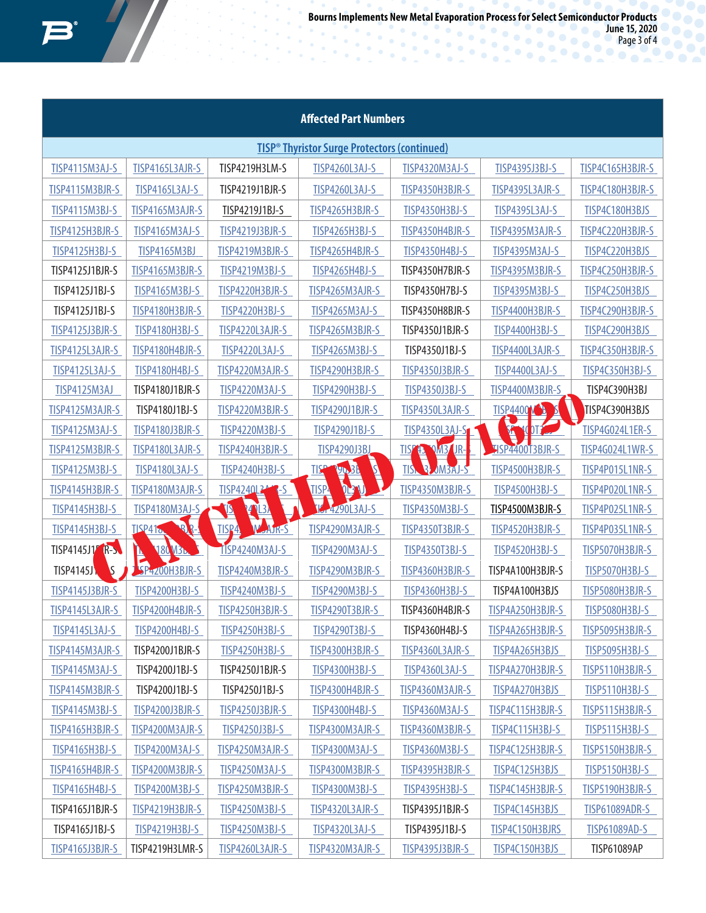CANCELLED 07/16/20

| Affected Part Numbers | | | | | | |
|---|---|---|---|---|---|---|
| TISP® Thyristor Surge Protectors (continued) | | | | | | |
| TISP4115M3AJ-S | TISP4165L3AJR-S | TISP4219H3LM-S | TISP4260L3AJ-S | TISP4320M3AJ-S | TISP4395J3BJ-S | TISP4C165H3BJR-S |
| TISP4115M3BJR-S | TISP4165L3AJ-S | TISP4219J1BJR-S | TISP4260L3AJ-S | TISP4350H3BJR-S | TISP4395L3AJR-S | TISP4C180H3BJR-S |
| TISP4115M3BJ-S | TISP4165M3AJR-S | TISP4219J1BJ-S | TISP4265H3BJR-S | TISP4350H3BJ-S | TISP4395L3AJ-S | TISP4C180H3BJS |
| TISP4125H3BJR-S | TISP4165M3AJ-S | TISP4219J3BJR-S | TISP4265H3BJ-S | TISP4350H4BJR-S | TISP4395M3AJR-S | TISP4C220H3BJR-S |
| TISP4125H3BJ-S | TISP4165M3BJ | TISP4219M3BJR-S | TISP4265H4BJR-S | TISP4350H4BJ-S | TISP4395M3AJ-S | TISP4C220H3BJS |
| TISP4125J1BJR-S | TISP4165M3BJR-S | TISP4219M3BJ-S | TISP4265H4BJ-S | TISP4350H7BJR-S | TISP4395M3BJR-S | TISP4C250H3BJR-S |
| TISP4125J1BJ-S | TISP4165M3BJ-S | TISP4220H3BJR-S | TISP4265M3AJR-S | TISP4350H7BJ-S | TISP4395M3BJ-S | TISP4C250H3BJS |
| TISP4125J1BJ-S | TISP4180H3BJR-S | TISP4220H3BJ-S | TISP4265M3AJ-S | TISP4350H8BJR-S | TISP4400H3BJR-S | TISP4C290H3BJR-S |
| TISP4125J3BJR-S | TISP4180H3BJ-S | TISP4220L3AJR-S | TISP4265M3BJR-S | TISP4350J1BJR-S | TISP4400H3BJ-S | TISP4C290H3BJS |
| TISP4125L3AJR-S | TISP4180H4BJR-S | TISP4220L3AJ-S | TISP4265M3BJ-S | TISP4350J1BJ-S | TISP4400L3AJR-S | TISP4C350H3BJR-S |
| TISP4125L3AJ-S | TISP4180H4BJ-S | TISP4220M3AJR-S | TISP4290H3BJR-S | TISP4350J3BJR-S | TISP4400L3AJ-S | TISP4C350H3BJ-S |
| TISP4125M3AJ | TISP4180J1BJR-S | TISP4220M3AJ-S | TISP4290H3BJ-S | TISP4350J3BJ-S | TISP4400M3BJR-S | TISP4C390H3BJ |
| TISP4125M3AJR-S | TISP4180J1BJ-S | TISP4220M3BJR-S | TISP4290J1BJR-S | TISP4350L3AJR-S | TISP4400M3BJ-S | TISP4C390H3BJS |
| TISP4125M3AJ-S | TISP4180J3BJR-S | TISP4220M3BJ-S | TISP4290J1BJ-S | TISP4350L3AJ-S | TISP4400T3BJ-S | TISP4G024L1ER-S |
| TISP4125M3BJR-S | TISP4180L3AJR-S | TISP4240H3BJR-S | TISP4290J3BJ | TISP4350M3AJR-S | TISP4400T3BJR-S | TISP4G024L1WR-S |
| TISP4125M3BJ-S | TISP4180L3AJ-S | TISP4240H3BJ-S | TISP4290J3BJ-S | TISP4350M3AJ-S | TISP4500H3BJR-S | TISP4P015L1NR-S |
| TISP4145H3BJR-S | TISP4180M3AJR-S | TISP4240L3AJR-S | TISP4290L3AJR-S | TISP4350M3BJR-S | TISP4500H3BJ-S | TISP4P020L1NR-S |
| TISP4145H3BJ-S | TISP4180M3AJ-S | TISP4240L3AJ-S | TISP4290L3AJ-S | TISP4350M3BJ-S | TISP4500M3BJR-S | TISP4P025L1NR-S |
| TISP4145H3BJ-S | TISP4180M3BJR-S | TISP4240M3AJR-S | TISP4290M3AJR-S | TISP4350T3BJR-S | TISP4520H3BJR-S | TISP4P035L1NR-S |
| TISP4145J1BJR-S | TISP4180M3BJ-S | TISP4240M3AJ-S | TISP4290M3AJ-S | TISP4350T3BJ-S | TISP4520H3BJ-S | TISP5070H3BJR-S |
| TISP4145J1BJ-S | TISP4200H3BJR-S | TISP4240M3BJR-S | TISP4290M3BJR-S | TISP4360H3BJR-S | TISP4A100H3BJR-S | TISP5070H3BJ-S |
| TISP4145J3BJR-S | TISP4200H3BJ-S | TISP4240M3BJ-S | TISP4290M3BJ-S | TISP4360H3BJ-S | TISP4A100H3BJS | TISP5080H3BJR-S |
| TISP4145L3AJR-S | TISP4200H4BJR-S | TISP4250H3BJR-S | TISP4290T3BJR-S | TISP4360H4BJR-S | TISP4A250H3BJR-S | TISP5080H3BJ-S |
| TISP4145L3AJ-S | TISP4200H4BJ-S | TISP4250H3BJ-S | TISP4290T3BJ-S | TISP4360H4BJ-S | TISP4A265H3BJR-S | TISP5095H3BJR-S |
| TISP4145M3AJR-S | TISP4200J1BJR-S | TISP4250H3BJ-S | TISP4300H3BJR-S | TISP4360L3AJR-S | TISP4A265H3BJS | TISP5095H3BJ-S |
| TISP4145M3AJ-S | TISP4200J1BJ-S | TISP4250J1BJR-S | TISP4300H3BJ-S | TISP4360L3AJ-S | TISP4A270H3BJR-S | TISP5110H3BJR-S |
| TISP4145M3BJR-S | TISP4200J1BJ-S | TISP4250J1BJ-S | TISP4300H4BJR-S | TISP4360M3AJR-S | TISP4A270H3BJS | TISP5110H3BJ-S |
| TISP4145M3BJ-S | TISP4200J3BJR-S | TISP4250J3BJR-S | TISP4300H4BJ-S | TISP4360M3AJ-S | TISP4C115H3BJR-S | TISP5115H3BJR-S |
| TISP4165H3BJR-S | TISP4200M3AJR-S | TISP4250J3BJ-S | TISP4300M3AJR-S | TISP4360M3BJR-S | TISP4C115H3BJ-S | TISP5115H3BJ-S |
| TISP4165H3BJ-S | TISP4200M3AJ-S | TISP4250M3AJR-S | TISP4300M3AJ-S | TISP4360M3BJ-S | TISP4C125H3BJR-S | TISP5150H3BJR-S |
| TISP4165H4BJR-S | TISP4200M3BJR-S | TISP4250M3AJ-S | TISP4300M3BJR-S | TISP4395H3BJR-S | TISP4C125H3BJS | TISP5150H3BJ-S |
| TISP4165H4BJ-S | TISP4200M3BJ-S | TISP4250M3BJR-S | TISP4300M3BJ-S | TISP4395H3BJ-S | TISP4C145H3BJR-S | TISP5190H3BJR-S |
| TISP4165J1BJR-S | TISP4219H3BJR-S | TISP4250M3BJ-S | TISP4320L3AJR-S | TISP4395J1BJR-S | TISP4C145H3BJS | TISP61089ADR-S |
| TISP4165J1BJ-S | TISP4219H3BJ-S | TISP4250M3BJ-S | TISP4320L3AJ-S | TISP4395J1BJ-S | TISP4C150H3BJRS | TISP61089AD-S |
| TISP4165J3BJR-S | TISP4219H3LMR-S | TISP4260L3AJR-S | TISP4320M3AJR-S | TISP4395J3BJR-S | TISP4C150H3BJS | TISP61089AP |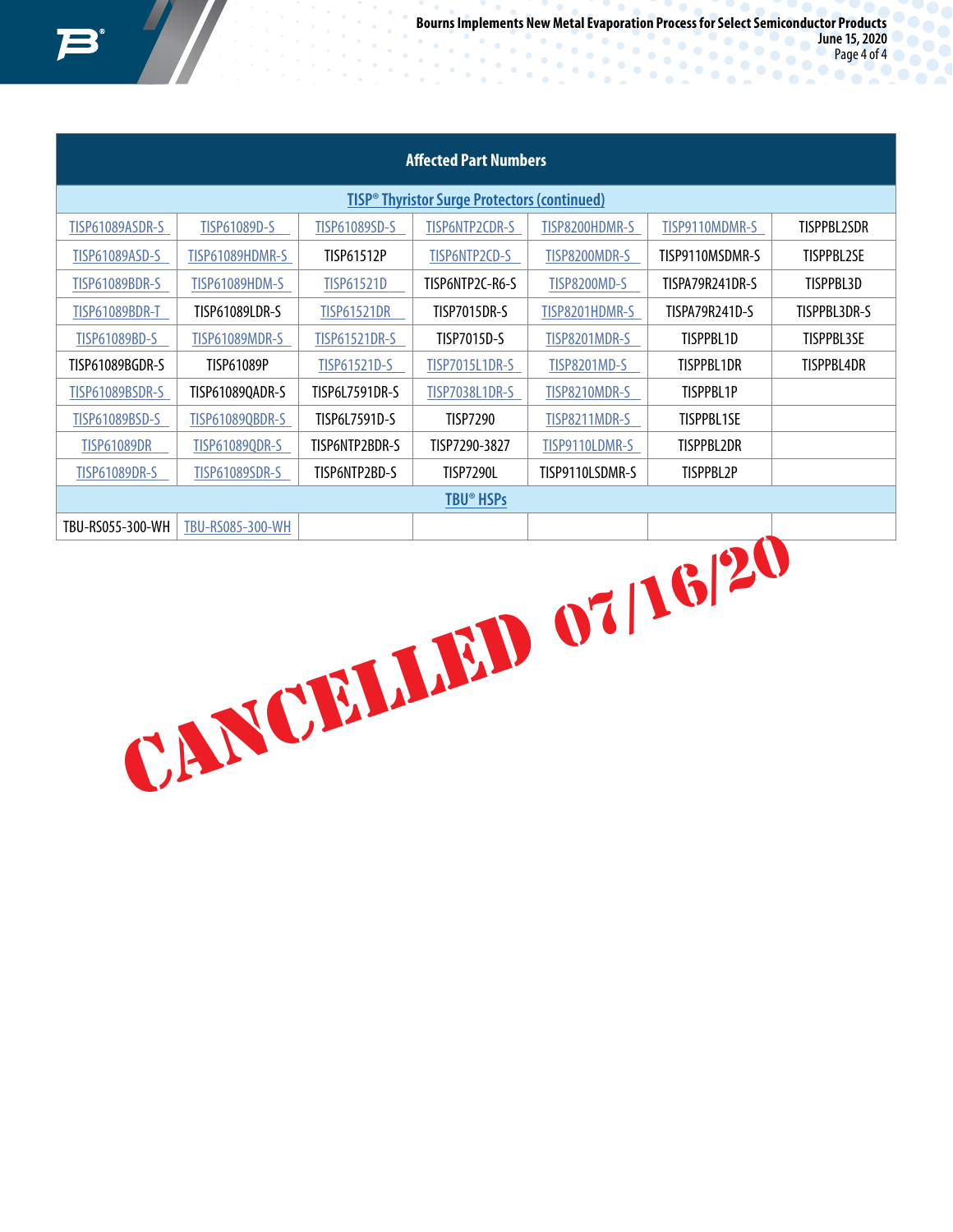| Affected Part Numbers | | | | | | |
|---|---|---|---|---|---|---|
| TISP® Thyristor Surge Protectors (continued) | | | | | | |
| TISP61089ASDR-S | TISP61089D-S | TISP61089SD-S | TISP6NTP2CDR-S | TISP8200HDMR-S | TISP9110MDMR-S | TISPPBL2SDR |
| TISP61089ASD-S | TISP61089HDMR-S | TISP61512P | TISP6NTP2CD-S | TISP8200MDR-S | TISP9110MSDMR-S | TISPPBL2SE |
| TISP61089BDR-S | TISP61089HDM-S | TISP61521D | TISP6NTP2C-R6-S | TISP8200MD-S | TISPA79R241DR-S | TISPPBL3D |
| TISP61089BDR-T | TISP61089LDR-S | TISP61521DR | TISP7015DR-S | TISP8201HDMR-S | TISPA79R241D-S | TISPPBL3DR-S |
| TISP61089BD-S | TISP61089MDR-S | TISP61521DR-S | TISP7015D-S | TISP8201MDR-S | TISPPBL1D | TISPPBL3SE |
| TISP61089BGDR-S | TISP61089P | TISP61521D-S | TISP7015L1DR-S | TISP8201MD-S | TISPPBL1DR | TISPPBL4DR |
| TISP61089BSDR-S | TISP61089QADR-S | TISP6L7591DR-S | TISP7038L1DR-S | TISP8210MDR-S | TISPPBL1P | |
| TISP61089BSD-S | TISP61089QBDR-S | TISP6L7591D-S | TISP7290 | TISP8211MDR-S | TISPPBL1SE | |
| TISP61089DR | TISP61089QDR-S | TISP6NTP2BDR-S | TISP7290-3827 | TISP9110LDMR-S | TISPPBL2DR | |
| TISP61089DR-S | TISP61089SDR-S | TISP6NTP2BD-S | TISP7290L | TISP9110LSDMR-S | TISPPBL2P | |
| TBU® HSPs | | | | | | |
| TBU-RS055-300-WH | TBU-RS085-300-WH | | | | | |

CANCELLED 07/16/20